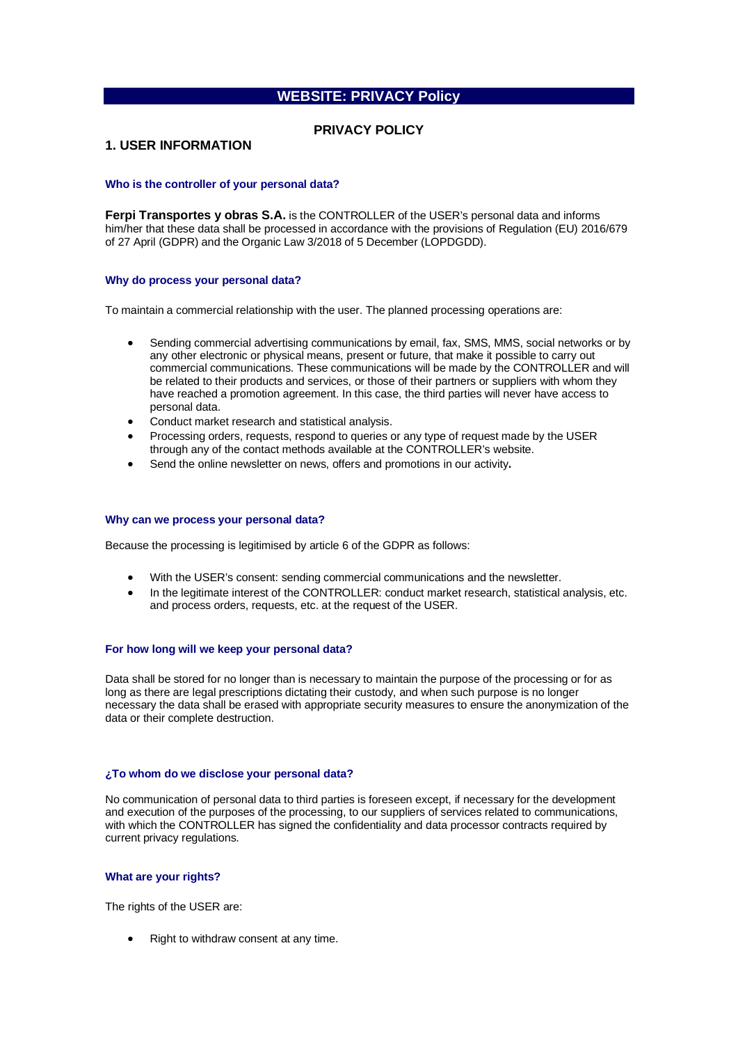# WEBSITE: PRIVACY Policy

## PRIVACY POLICY

## 1. USER INFORMATION

### Who is the controller of your personal data?

**Ferpi Transportes y obras S.A.** is the CONTROLLER of the USER's personal data and informs him/her that these data shall be processed in accordance with the provisions of Regulation (EU) 2016/679 of 27 April (GDPR) and the Organic Law 3/2018 of 5 December (LOPDGDD).

### Why do process your personal data?

To maintain a commercial relationship with the user. The planned processing operations are:

- Sending commercial advertising communications by email, fax, SMS, MMS, social networks or by any other electronic or physical means, present or future, that make it possible to carry out commercial communications. These communications will be made by the CONTROLLER and will be related to their products and services, or those of their partners or suppliers with whom they have reached a promotion agreement. In this case, the third parties will never have access to personal data.
- Conduct market research and statistical analysis.
- Processing orders, requests, respond to queries or any type of request made by the USER through any of the contact methods available at the CONTROLLER's website.
- Send the online newsletter on news, offers and promotions in our activity**.**

### Why can we process your personal data?

Because the processing is legitimised by article 6 of the GDPR as follows:

- With the USER's consent: sending commercial communications and the newsletter.
- In the legitimate interest of the CONTROLLER: conduct market research, statistical analysis, etc. and process orders, requests, etc. at the request of the USER.

### For how long will we keep your personal data?

Data shall be stored for no longer than is necessary to maintain the purpose of the processing or for as long as there are legal prescriptions dictating their custody, and when such purpose is no longer necessary the data shall be erased with appropriate security measures to ensure the anonymization of the data or their complete destruction.

### ¿To whom do we disclose your personal data?

No communication of personal data to third parties is foreseen except, if necessary for the development and execution of the purposes of the processing, to our suppliers of services related to communications, with which the CONTROLLER has signed the confidentiality and data processor contracts required by current privacy regulations.

### What are your rights?

The rights of the USER are:

- Right to withdraw consent at any time.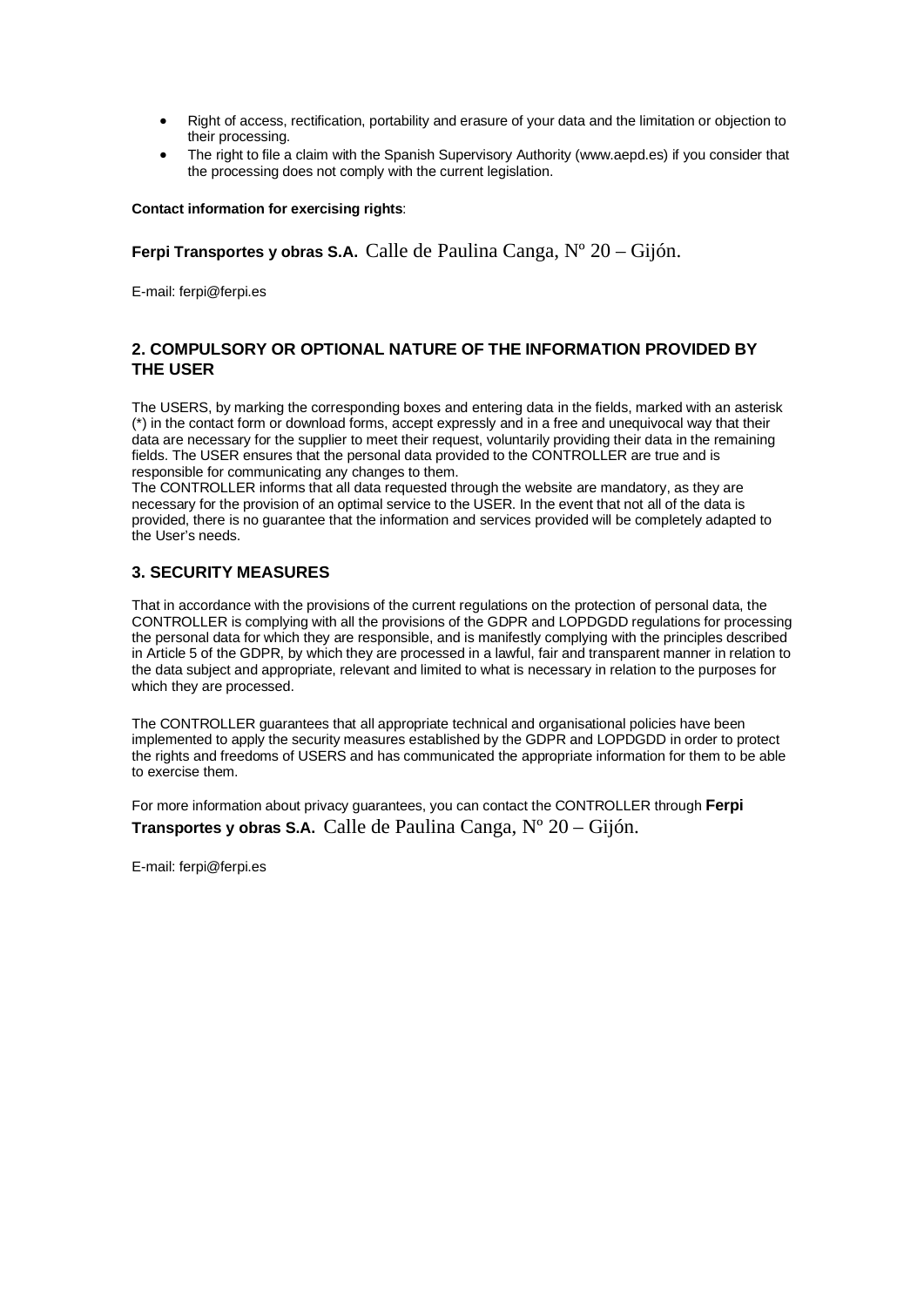- Right of access, rectification, portability and erasure of your data and the limitation or objection to their processing.
- The right to file a claim with the Spanish Supervisory Authority (www.aepd.es) if you consider that the processing does not comply with the current legislation.

**Contact information for exercising rights**:

**Ferpi Transportes y obras S.A.** Calle de Paulina Canga, Nº 20 – Gijón.

E-mail: ferpi@ferpi.es

## 2. COMPULSORY OR OPTIONAL NATURE OF THE INFORMATION PROVIDED BY THE USER

The USERS, by marking the corresponding boxes and entering data in the fields, marked with an asterisk (*) in the contact form or download forms, accept expressly and in a free and unequivocal way that their data are necessary for the supplier to meet their request, voluntarily providing their data in the remaining fields. The USER ensures that the personal data provided to the CONTROLLER are true and is responsible for communicating any changes to them.
The CONTROLLER informs that all data requested through the website are mandatory, as they are necessary for the provision of an optimal service to the USER. In the event that not all of the data is provided, there is no guarantee that the information and services provided will be completely adapted to the User's needs.

## 3. SECURITY MEASURES

That in accordance with the provisions of the current regulations on the protection of personal data, the CONTROLLER is complying with all the provisions of the GDPR and LOPDGDD regulations for processing the personal data for which they are responsible, and is manifestly complying with the principles described in Article 5 of the GDPR, by which they are processed in a lawful, fair and transparent manner in relation to the data subject and appropriate, relevant and limited to what is necessary in relation to the purposes for which they are processed.

The CONTROLLER guarantees that all appropriate technical and organisational policies have been implemented to apply the security measures established by the GDPR and LOPDGDD in order to protect the rights and freedoms of USERS and has communicated the appropriate information for them to be able to exercise them.

For more information about privacy guarantees, you can contact the CONTROLLER through **Ferpi Transportes y obras S.A.** Calle de Paulina Canga, Nº 20 – Gijón.

E-mail: ferpi@ferpi.es